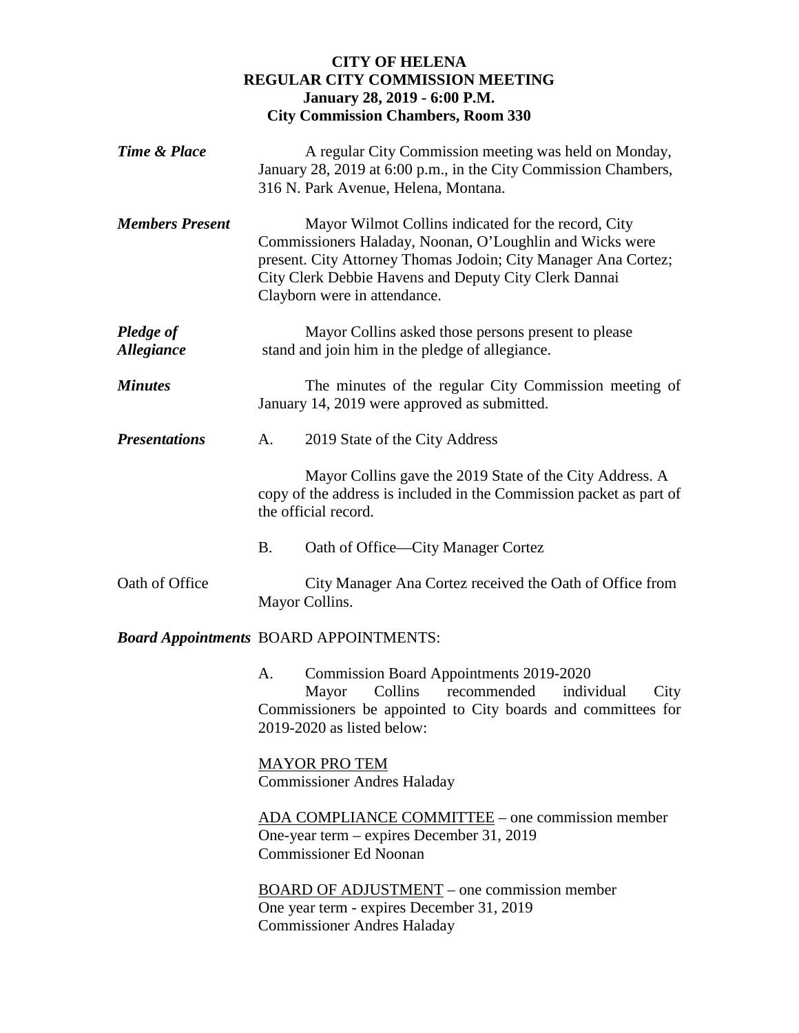**CITY OF HELENA**
**REGULAR CITY COMMISSION MEETING**
**January 28, 2019 - 6:00 P.M.**
**City Commission Chambers, Room 330**

***Time & Place***

A regular City Commission meeting was held on Monday, January 28, 2019 at 6:00 p.m., in the City Commission Chambers, 316 N. Park Avenue, Helena, Montana.

***Members Present***

Mayor Wilmot Collins indicated for the record, City Commissioners Haladay, Noonan, O'Loughlin and Wicks were present. City Attorney Thomas Jodoin; City Manager Ana Cortez; City Clerk Debbie Havens and Deputy City Clerk Dannai Clayborn were in attendance.

***Pledge of Allegiance***

Mayor Collins asked those persons present to please stand and join him in the pledge of allegiance.

***Minutes***

The minutes of the regular City Commission meeting of January 14, 2019 were approved as submitted.

***Presentations***

A. 2019 State of the City Address

Mayor Collins gave the 2019 State of the City Address. A copy of the address is included in the Commission packet as part of the official record.

B. Oath of Office—City Manager Cortez

Oath of Office

City Manager Ana Cortez received the Oath of Office from Mayor Collins.

***Board Appointments*** BOARD APPOINTMENTS:

A. Commission Board Appointments 2019-2020

Mayor Collins recommended individual City Commissioners be appointed to City boards and committees for 2019-2020 as listed below:

MAYOR PRO TEM
Commissioner Andres Haladay

ADA COMPLIANCE COMMITTEE – one commission member
One-year term – expires December 31, 2019
Commissioner Ed Noonan

BOARD OF ADJUSTMENT – one commission member
One year term - expires December 31, 2019
Commissioner Andres Haladay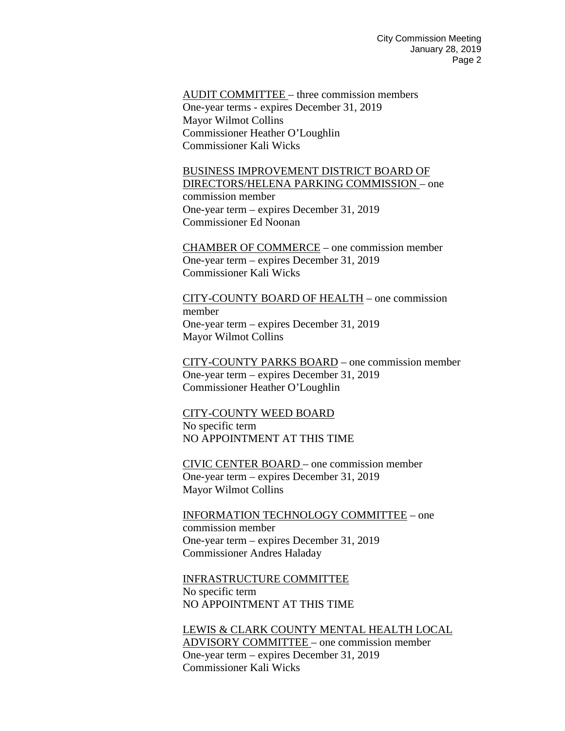<u>AUDIT COMMITTEE</u> – three commission members
One-year terms - expires December 31, 2019
Mayor Wilmot Collins
Commissioner Heather O'Loughlin
Commissioner Kali Wicks

<u>BUSINESS IMPROVEMENT DISTRICT BOARD OF DIRECTORS/HELENA PARKING COMMISSION</u> – one commission member
One-year term – expires December 31, 2019
Commissioner Ed Noonan

<u>CHAMBER OF COMMERCE</u> – one commission member
One-year term – expires December 31, 2019
Commissioner Kali Wicks

<u>CITY-COUNTY BOARD OF HEALTH</u> – one commission member
One-year term – expires December 31, 2019
Mayor Wilmot Collins

<u>CITY-COUNTY PARKS BOARD</u> – one commission member
One-year term – expires December 31, 2019
Commissioner Heather O'Loughlin

<u>CITY-COUNTY WEED BOARD</u>
No specific term
NO APPOINTMENT AT THIS TIME

<u>CIVIC CENTER BOARD</u> – one commission member
One-year term – expires December 31, 2019
Mayor Wilmot Collins

<u>INFORMATION TECHNOLOGY COMMITTEE</u> – one commission member
One-year term – expires December 31, 2019
Commissioner Andres Haladay

<u>INFRASTRUCTURE COMMITTEE</u>
No specific term
NO APPOINTMENT AT THIS TIME

<u>LEWIS & CLARK COUNTY MENTAL HEALTH LOCAL ADVISORY COMMITTEE</u> – one commission member
One-year term – expires December 31, 2019
Commissioner Kali Wicks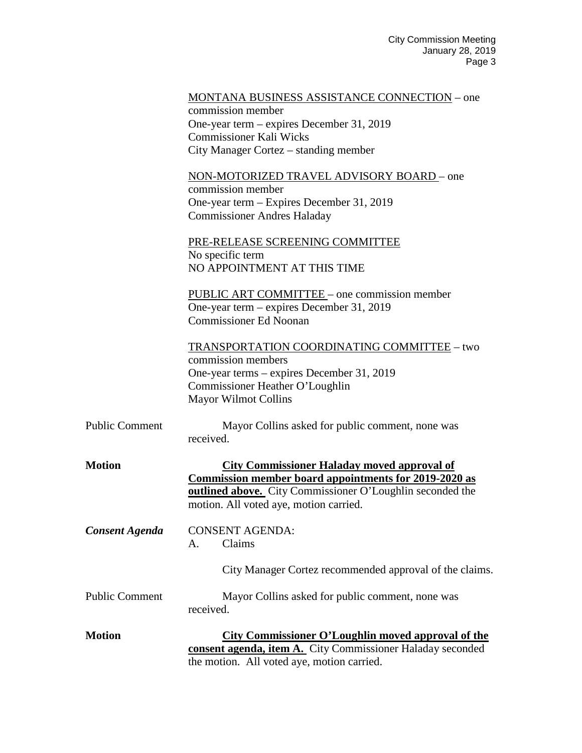MONTANA BUSINESS ASSISTANCE CONNECTION – one commission member
One-year term – expires December 31, 2019
Commissioner Kali Wicks
City Manager Cortez – standing member

NON-MOTORIZED TRAVEL ADVISORY BOARD – one commission member
One-year term – Expires December 31, 2019
Commissioner Andres Haladay

PRE-RELEASE SCREENING COMMITTEE
No specific term
NO APPOINTMENT AT THIS TIME

PUBLIC ART COMMITTEE – one commission member
One-year term – expires December 31, 2019
Commissioner Ed Noonan

TRANSPORTATION COORDINATING COMMITTEE – two commission members
One-year terms – expires December 31, 2019
Commissioner Heather O'Loughlin
Mayor Wilmot Collins

Public Comment

Mayor Collins asked for public comment, none was received.

**Motion**

**City Commissioner Haladay moved approval of Commission member board appointments for 2019-2020 as outlined above.** City Commissioner O'Loughlin seconded the motion. All voted aye, motion carried.

***Consent Agenda***

CONSENT AGENDA:
A. Claims

City Manager Cortez recommended approval of the claims.

Public Comment

Mayor Collins asked for public comment, none was received.

**Motion**

**City Commissioner O'Loughlin moved approval of the consent agenda, item A.** City Commissioner Haladay seconded the motion. All voted aye, motion carried.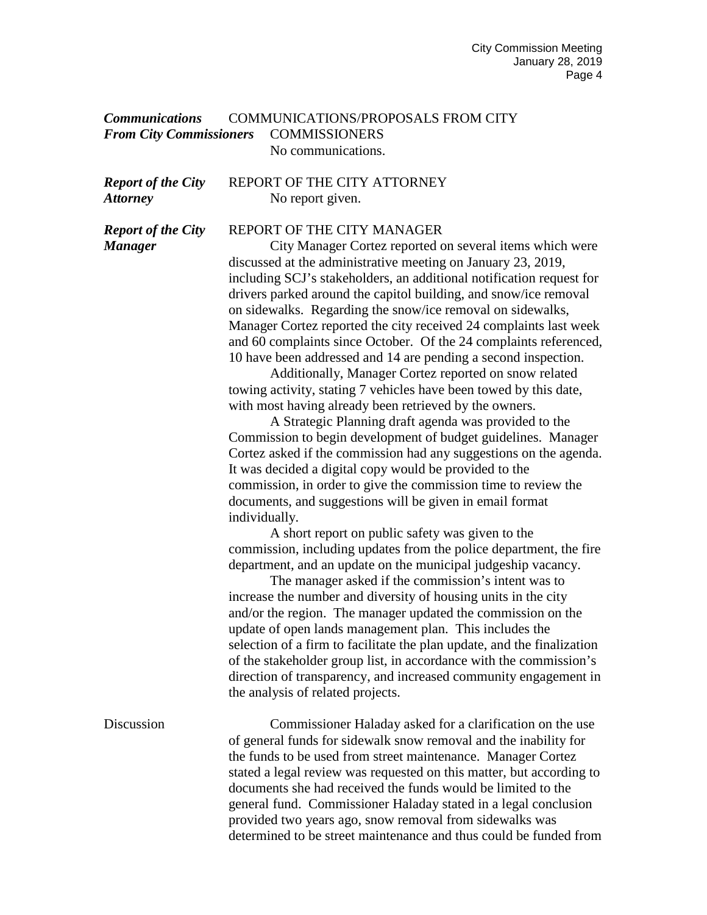***Communications From City Commissioners***

COMMUNICATIONS/PROPOSALS FROM CITY COMMISSIONERS

No communications.

***Report of the City Attorney***

REPORT OF THE CITY ATTORNEY

No report given.

***Report of the City Manager***

REPORT OF THE CITY MANAGER

City Manager Cortez reported on several items which were discussed at the administrative meeting on January 23, 2019, including SCJ's stakeholders, an additional notification request for drivers parked around the capitol building, and snow/ice removal on sidewalks. Regarding the snow/ice removal on sidewalks, Manager Cortez reported the city received 24 complaints last week and 60 complaints since October. Of the 24 complaints referenced, 10 have been addressed and 14 are pending a second inspection.

Additionally, Manager Cortez reported on snow related towing activity, stating 7 vehicles have been towed by this date, with most having already been retrieved by the owners.

A Strategic Planning draft agenda was provided to the Commission to begin development of budget guidelines. Manager Cortez asked if the commission had any suggestions on the agenda. It was decided a digital copy would be provided to the commission, in order to give the commission time to review the documents, and suggestions will be given in email format individually.

A short report on public safety was given to the commission, including updates from the police department, the fire department, and an update on the municipal judgeship vacancy.

The manager asked if the commission's intent was to increase the number and diversity of housing units in the city and/or the region. The manager updated the commission on the update of open lands management plan. This includes the selection of a firm to facilitate the plan update, and the finalization of the stakeholder group list, in accordance with the commission's direction of transparency, and increased community engagement in the analysis of related projects.

Discussion

Commissioner Haladay asked for a clarification on the use of general funds for sidewalk snow removal and the inability for the funds to be used from street maintenance. Manager Cortez stated a legal review was requested on this matter, but according to documents she had received the funds would be limited to the general fund. Commissioner Haladay stated in a legal conclusion provided two years ago, snow removal from sidewalks was determined to be street maintenance and thus could be funded from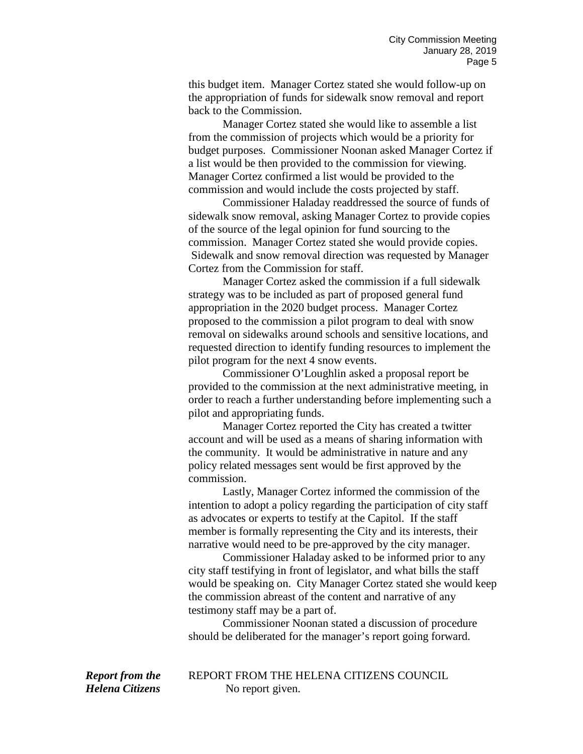this budget item. Manager Cortez stated she would follow-up on the appropriation of funds for sidewalk snow removal and report back to the Commission.

Manager Cortez stated she would like to assemble a list from the commission of projects which would be a priority for budget purposes. Commissioner Noonan asked Manager Cortez if a list would be then provided to the commission for viewing. Manager Cortez confirmed a list would be provided to the commission and would include the costs projected by staff.

Commissioner Haladay readdressed the source of funds of sidewalk snow removal, asking Manager Cortez to provide copies of the source of the legal opinion for fund sourcing to the commission. Manager Cortez stated she would provide copies. Sidewalk and snow removal direction was requested by Manager Cortez from the Commission for staff.

Manager Cortez asked the commission if a full sidewalk strategy was to be included as part of proposed general fund appropriation in the 2020 budget process. Manager Cortez proposed to the commission a pilot program to deal with snow removal on sidewalks around schools and sensitive locations, and requested direction to identify funding resources to implement the pilot program for the next 4 snow events.

Commissioner O'Loughlin asked a proposal report be provided to the commission at the next administrative meeting, in order to reach a further understanding before implementing such a pilot and appropriating funds.

Manager Cortez reported the City has created a twitter account and will be used as a means of sharing information with the community. It would be administrative in nature and any policy related messages sent would be first approved by the commission.

Lastly, Manager Cortez informed the commission of the intention to adopt a policy regarding the participation of city staff as advocates or experts to testify at the Capitol. If the staff member is formally representing the City and its interests, their narrative would need to be pre-approved by the city manager.

Commissioner Haladay asked to be informed prior to any city staff testifying in front of legislator, and what bills the staff would be speaking on. City Manager Cortez stated she would keep the commission abreast of the content and narrative of any testimony staff may be a part of.

Commissioner Noonan stated a discussion of procedure should be deliberated for the manager's report going forward.

***Report from the Helena Citizens***

REPORT FROM THE HELENA CITIZENS COUNCIL

No report given.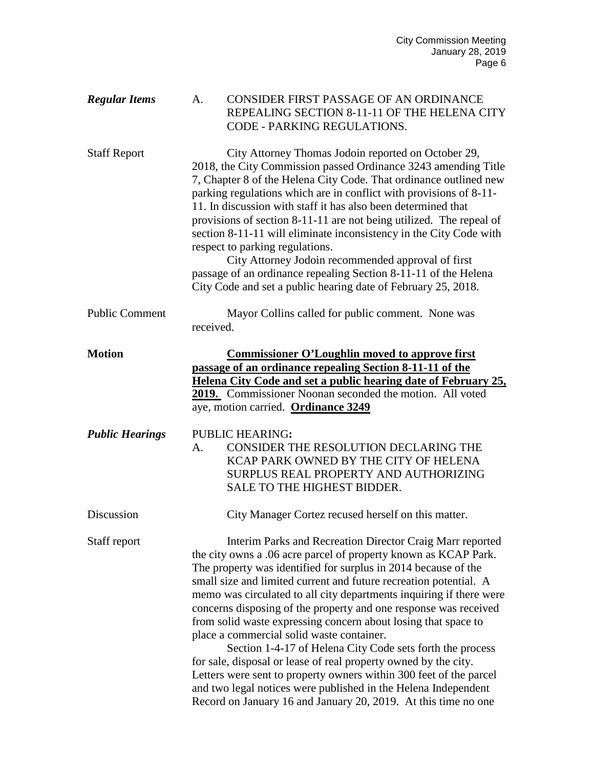***Regular Items***

A. CONSIDER FIRST PASSAGE OF AN ORDINANCE REPEALING SECTION 8-11-11 OF THE HELENA CITY CODE - PARKING REGULATIONS.

Staff Report

City Attorney Thomas Jodoin reported on October 29, 2018, the City Commission passed Ordinance 3243 amending Title 7, Chapter 8 of the Helena City Code. That ordinance outlined new parking regulations which are in conflict with provisions of 8-11-11. In discussion with staff it has also been determined that provisions of section 8-11-11 are not being utilized. The repeal of section 8-11-11 will eliminate inconsistency in the City Code with respect to parking regulations.

City Attorney Jodoin recommended approval of first passage of an ordinance repealing Section 8-11-11 of the Helena City Code and set a public hearing date of February 25, 2018.

Public Comment

Mayor Collins called for public comment. None was received.

**Motion**

**Commissioner O'Loughlin moved to approve first passage of an ordinance repealing Section 8-11-11 of the Helena City Code and set a public hearing date of February 25, 2019.** Commissioner Noonan seconded the motion. All voted aye, motion carried. **Ordinance 3249**

***Public Hearings***

PUBLIC HEARING**:**

A. CONSIDER THE RESOLUTION DECLARING THE KCAP PARK OWNED BY THE CITY OF HELENA SURPLUS REAL PROPERTY AND AUTHORIZING SALE TO THE HIGHEST BIDDER.

Discussion

City Manager Cortez recused herself on this matter.

Staff report

Interim Parks and Recreation Director Craig Marr reported the city owns a .06 acre parcel of property known as KCAP Park. The property was identified for surplus in 2014 because of the small size and limited current and future recreation potential. A memo was circulated to all city departments inquiring if there were concerns disposing of the property and one response was received from solid waste expressing concern about losing that space to place a commercial solid waste container.

Section 1-4-17 of Helena City Code sets forth the process for sale, disposal or lease of real property owned by the city. Letters were sent to property owners within 300 feet of the parcel and two legal notices were published in the Helena Independent Record on January 16 and January 20, 2019. At this time no one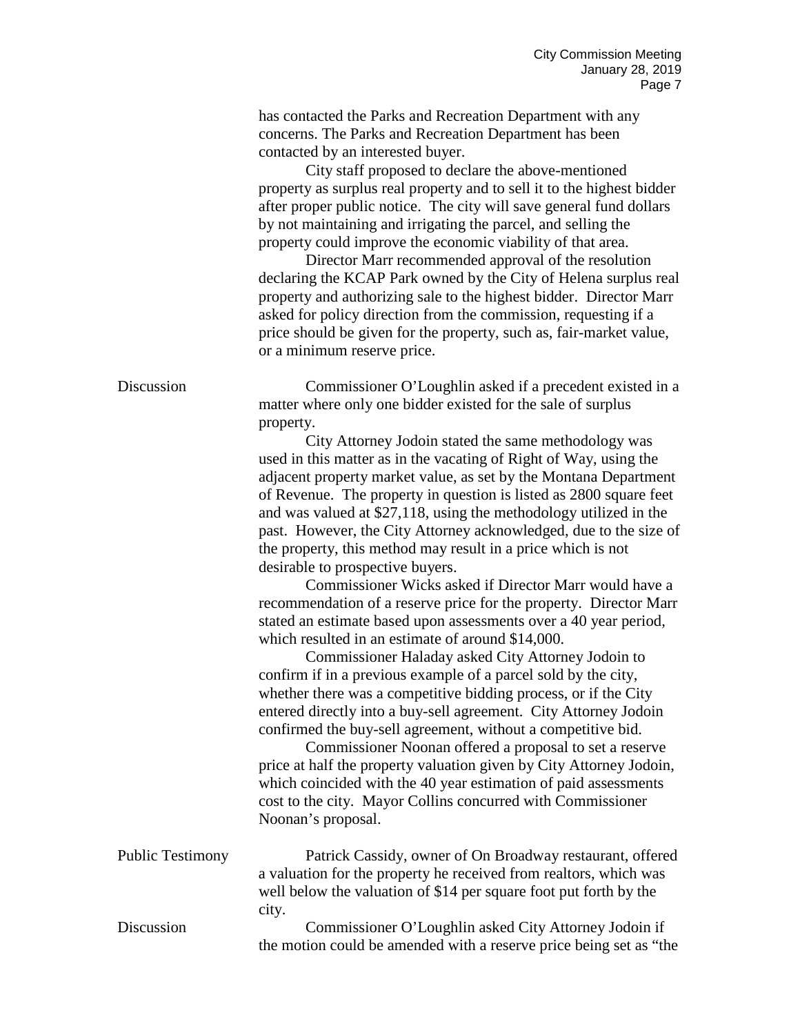has contacted the Parks and Recreation Department with any concerns. The Parks and Recreation Department has been contacted by an interested buyer.

City staff proposed to declare the above-mentioned property as surplus real property and to sell it to the highest bidder after proper public notice. The city will save general fund dollars by not maintaining and irrigating the parcel, and selling the property could improve the economic viability of that area.

Director Marr recommended approval of the resolution declaring the KCAP Park owned by the City of Helena surplus real property and authorizing sale to the highest bidder. Director Marr asked for policy direction from the commission, requesting if a price should be given for the property, such as, fair-market value, or a minimum reserve price.

**Discussion**

Commissioner O'Loughlin asked if a precedent existed in a matter where only one bidder existed for the sale of surplus property.

City Attorney Jodoin stated the same methodology was used in this matter as in the vacating of Right of Way, using the adjacent property market value, as set by the Montana Department of Revenue. The property in question is listed as 2800 square feet and was valued at $27,118, using the methodology utilized in the past. However, the City Attorney acknowledged, due to the size of the property, this method may result in a price which is not desirable to prospective buyers.

Commissioner Wicks asked if Director Marr would have a recommendation of a reserve price for the property. Director Marr stated an estimate based upon assessments over a 40 year period, which resulted in an estimate of around $14,000.

Commissioner Haladay asked City Attorney Jodoin to confirm if in a previous example of a parcel sold by the city, whether there was a competitive bidding process, or if the City entered directly into a buy-sell agreement. City Attorney Jodoin confirmed the buy-sell agreement, without a competitive bid.

Commissioner Noonan offered a proposal to set a reserve price at half the property valuation given by City Attorney Jodoin, which coincided with the 40 year estimation of paid assessments cost to the city. Mayor Collins concurred with Commissioner Noonan's proposal.

**Public Testimony**

Patrick Cassidy, owner of On Broadway restaurant, offered a valuation for the property he received from realtors, which was well below the valuation of $14 per square foot put forth by the city.

**Discussion**

Commissioner O'Loughlin asked City Attorney Jodoin if the motion could be amended with a reserve price being set as "the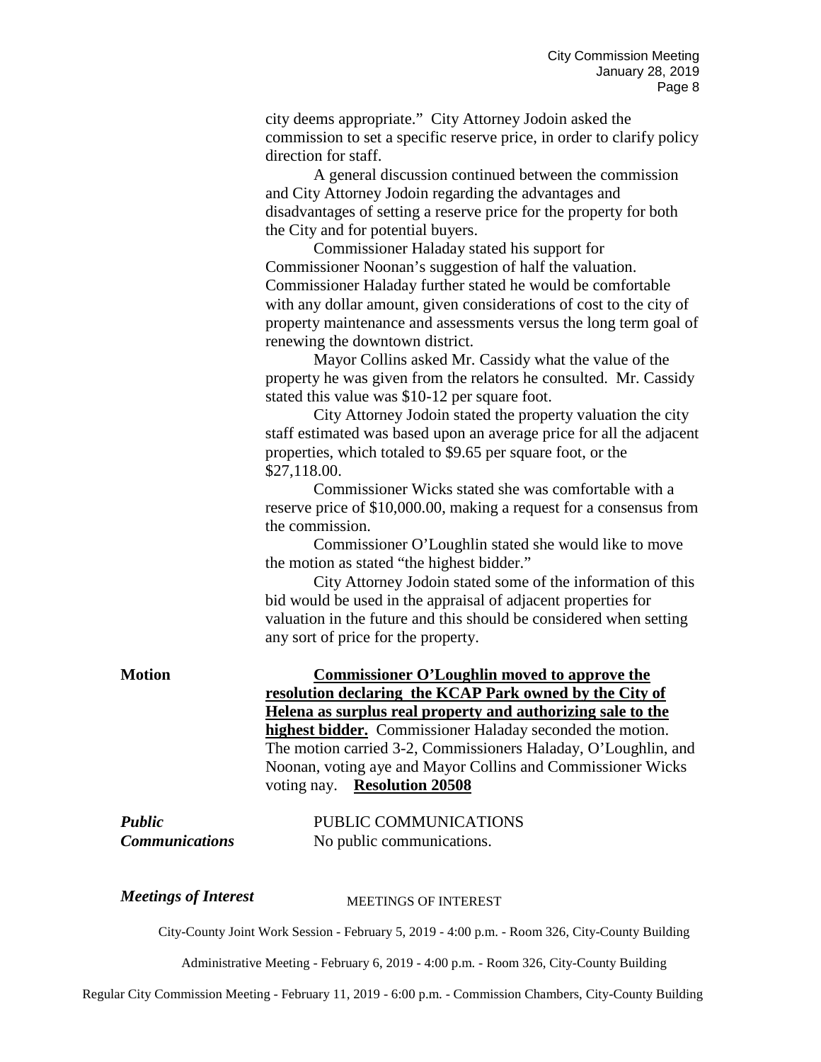city deems appropriate." City Attorney Jodoin asked the commission to set a specific reserve price, in order to clarify policy direction for staff.

A general discussion continued between the commission and City Attorney Jodoin regarding the advantages and disadvantages of setting a reserve price for the property for both the City and for potential buyers.

Commissioner Haladay stated his support for Commissioner Noonan's suggestion of half the valuation. Commissioner Haladay further stated he would be comfortable with any dollar amount, given considerations of cost to the city of property maintenance and assessments versus the long term goal of renewing the downtown district.

Mayor Collins asked Mr. Cassidy what the value of the property he was given from the relators he consulted. Mr. Cassidy stated this value was $10-12 per square foot.

City Attorney Jodoin stated the property valuation the city staff estimated was based upon an average price for all the adjacent properties, which totaled to $9.65 per square foot, or the $27,118.00.

Commissioner Wicks stated she was comfortable with a reserve price of $10,000.00, making a request for a consensus from the commission.

Commissioner O'Loughlin stated she would like to move the motion as stated "the highest bidder."

City Attorney Jodoin stated some of the information of this bid would be used in the appraisal of adjacent properties for valuation in the future and this should be considered when setting any sort of price for the property.

**Motion**

**Commissioner O'Loughlin moved to approve the resolution declaring the KCAP Park owned by the City of Helena as surplus real property and authorizing sale to the highest bidder.** Commissioner Haladay seconded the motion. The motion carried 3-2, Commissioners Haladay, O'Loughlin, and Noonan, voting aye and Mayor Collins and Commissioner Wicks voting nay. **Resolution 20508**

***Public Communications***

PUBLIC COMMUNICATIONS

No public communications.

***Meetings of Interest***

MEETINGS OF INTEREST

City-County Joint Work Session - February 5, 2019 - 4:00 p.m. - Room 326, City-County Building

Administrative Meeting - February 6, 2019 - 4:00 p.m. - Room 326, City-County Building

Regular City Commission Meeting - February 11, 2019 - 6:00 p.m. - Commission Chambers, City-County Building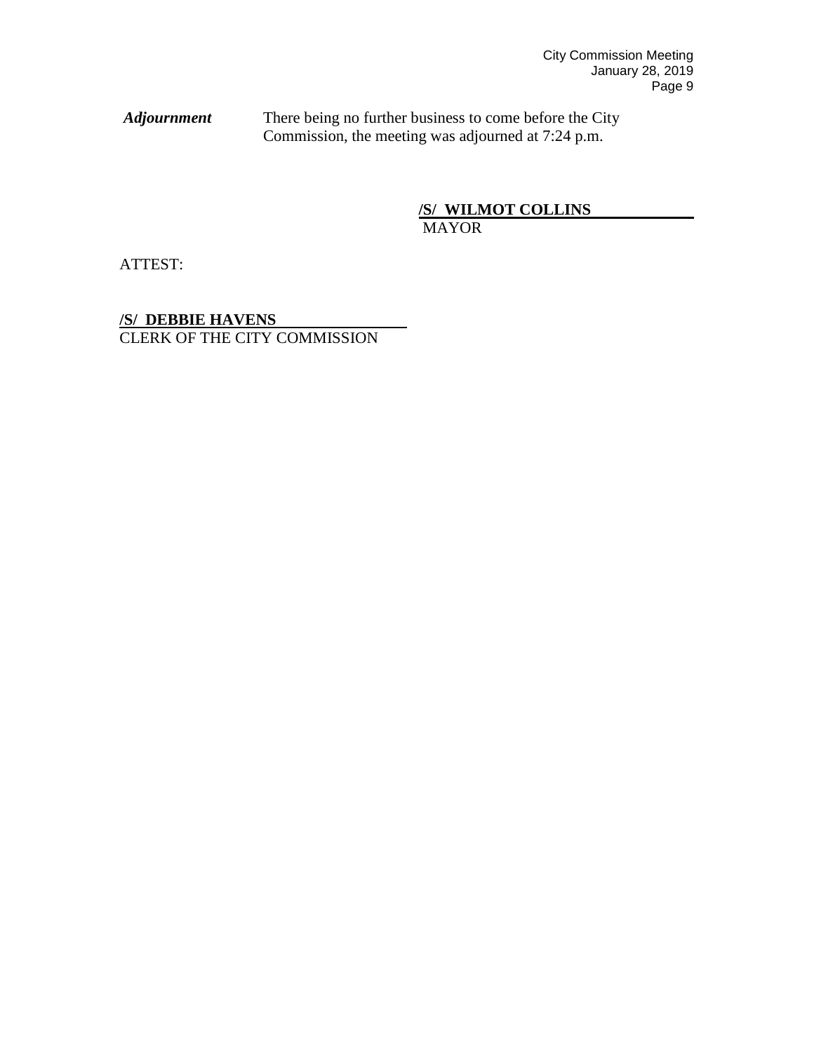***Adjournment*** There being no further business to come before the City Commission, the meeting was adjourned at 7:24 p.m.

**/S/ WILMOT COLLINS**
MAYOR

ATTEST:

**/S/ DEBBIE HAVENS**
CLERK OF THE CITY COMMISSION